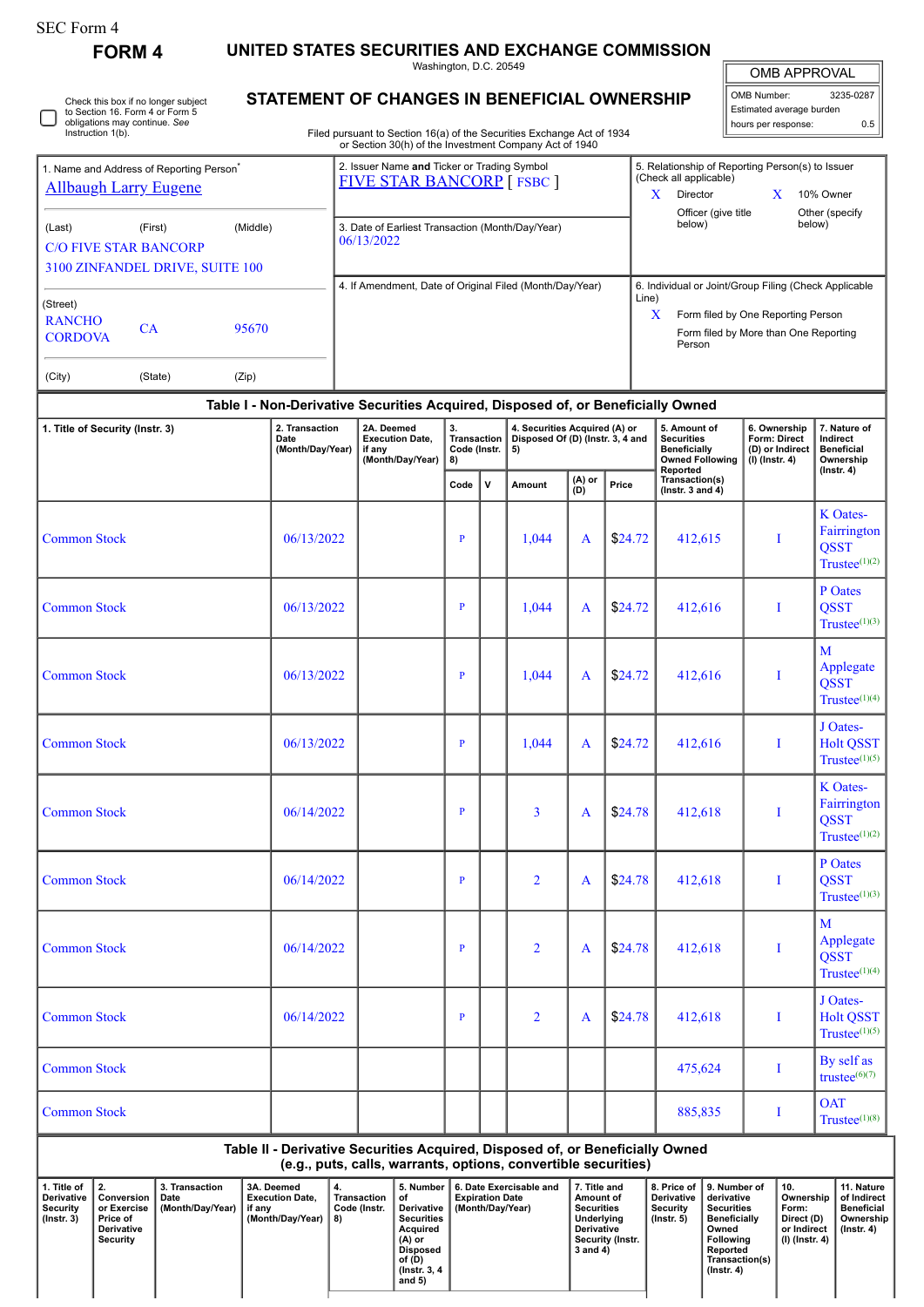SEC Form 4

# FORM 4

## UNITED STATES SECURITIES AND EXCHANGE COMMISSION

Washington, D.C. 20549

## STATEMENT OF CHANGES IN BENEFICIAL OWNERSHIP

Filed pursuant to Section 16(a) of the Securities Exchange Act of 1934 or Section 30(h) of the Investment Company Act of 1940

☐ Check this box if no longer subject to Section 16. Form 4 or Form 5 obligations may continue. *See* Instruction 1(b).

| OMB APPROVAL | |
|---|---|
| OMB Number: | 3235-0287 |
| Estimated average burden | |
| hours per response: | 0.5 |

1. Name and Address of Reporting Person*
Allbaugh Larry Eugene

(Last) (First) (Middle)
C/O FIVE STAR BANCORP
3100 ZINFANDEL DRIVE, SUITE 100

(Street)
RANCHO CORDOVA CA 95670

(City) (State) (Zip)

2. Issuer Name **and** Ticker or Trading Symbol
FIVE STAR BANCORP [ FSBC ]

3. Date of Earliest Transaction (Month/Day/Year)
06/13/2022

4. If Amendment, Date of Original Filed (Month/Day/Year)

5. Relationship of Reporting Person(s) to Issuer (Check all applicable)
X Director
X 10% Owner
Officer (give title below)
Other (specify below)

6. Individual or Joint/Group Filing (Check Applicable Line)
X Form filed by One Reporting Person
Form filed by More than One Reporting Person

### Table I - Non-Derivative Securities Acquired, Disposed of, or Beneficially Owned

| 1. Title of Security (Instr. 3) | 2. Transaction Date (Month/Day/Year) | 2A. Deemed Execution Date, if any (Month/Day/Year) | 3. Transaction Code (Instr. 8) | | 4. Securities Acquired (A) or Disposed Of (D) (Instr. 3, 4 and 5) | | | 5. Amount of Securities Beneficially Owned Following Reported Transaction(s) (Instr. 3 and 4) | 6. Ownership Form: Direct (D) or Indirect (I) (Instr. 4) | 7. Nature of Indirect Beneficial Ownership (Instr. 4) |
|---|---|---|---|---|---|---|---|---|---|---|
| | | | Code | V | Amount | (A) or (D) | Price | | | |
| Common Stock | 06/13/2022 | | P | | 1,044 | A | $24.72 | 412,615 | I | K Oates-Fairrington QSST Trustee[(1)(2)] |
| Common Stock | 06/13/2022 | | P | | 1,044 | A | $24.72 | 412,616 | I | P Oates QSST Trustee[(1)(3)] |
| Common Stock | 06/13/2022 | | P | | 1,044 | A | $24.72 | 412,616 | I | M Applegate QSST Trustee[(1)(4)] |
| Common Stock | 06/13/2022 | | P | | 1,044 | A | $24.72 | 412,616 | I | J Oates-Holt QSST Trustee[(1)(5)] |
| Common Stock | 06/14/2022 | | P | | 3 | A | $24.78 | 412,618 | I | K Oates-Fairrington QSST Trustee[(1)(2)] |
| Common Stock | 06/14/2022 | | P | | 2 | A | $24.78 | 412,618 | I | P Oates QSST Trustee[(1)(3)] |
| Common Stock | 06/14/2022 | | P | | 2 | A | $24.78 | 412,618 | I | M Applegate QSST Trustee[(1)(4)] |
| Common Stock | 06/14/2022 | | P | | 2 | A | $24.78 | 412,618 | I | J Oates-Holt QSST Trustee[(1)(5)] |
| Common Stock | | | | | | | | 475,624 | I | By self as trustee[(6)(7)] |
| Common Stock | | | | | | | | 885,835 | I | OAT Trustee[(1)(8)] |

### Table II - Derivative Securities Acquired, Disposed of, or Beneficially Owned (e.g., puts, calls, warrants, options, convertible securities)

| 1. Title of Derivative Security (Instr. 3) | 2. Conversion or Exercise Price of Derivative Security | 3. Transaction Date (Month/Day/Year) | 3A. Deemed Execution Date, if any (Month/Day/Year) | 4. Transaction Code (Instr. 8) | 5. Number of Derivative Securities Acquired (A) or Disposed of (D) (Instr. 3, 4 and 5) | 6. Date Exercisable and Expiration Date (Month/Day/Year) | 7. Title and Amount of Securities Underlying Derivative Security (Instr. 3 and 4) | 8. Price of Derivative Security (Instr. 5) | 9. Number of derivative Securities Beneficially Owned Following Reported Transaction(s) (Instr. 4) | 10. Ownership Form: Direct (D) or Indirect (I) (Instr. 4) | 11. Nature of Indirect Beneficial Ownership (Instr. 4) |
|---|---|---|---|---|---|---|---|---|---|---|---|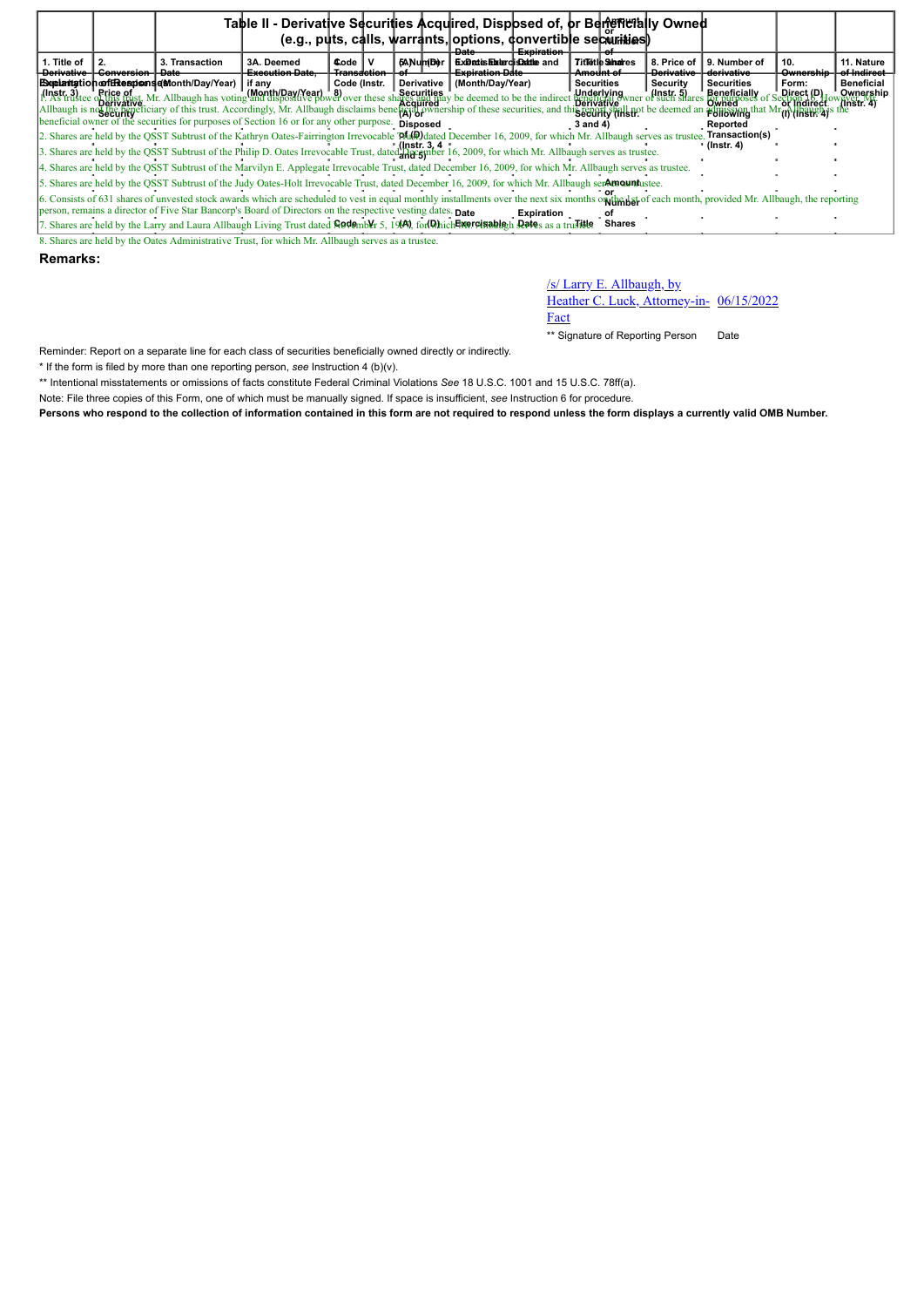## Table II - Derivative Securities Acquired, Disposed of, or Beneficially Owned
### (e.g., puts, calls, warrants, options, convertible securities)

| 1. Title of Derivative Security (Instr. 3) | 2. Conversion or Exercise Price of Derivative Security | 3. Transaction Date (Month/Day/Year) | 3A. Deemed Execution Date, if any (Month/Day/Year) | 4. Transaction Code (Instr. 8) | | 5. Number of Derivative Securities Acquired (A) or Disposed of (D) (Instr. 3, 4 and 5) | | 6. Date Exercisable and Expiration Date (Month/Day/Year) | | 7. Title and Amount of Securities Underlying Derivative Security (Instr. 3 and 4) | | 8. Price of Derivative Security (Instr. 5) | 9. Number of derivative Securities Beneficially Owned Following Reported Transaction(s) (Instr. 4) | 10. Ownership Form: Direct (D) or Indirect (I) (Instr. 4) | 11. Nature of Indirect Beneficial Ownership (Instr. 4) |
|---|---|---|---|---|---|---|---|---|---|---|---|---|---|---|---|
| | | | | Code | V | (A) | (D) | Date Exercisable | Expiration Date | Title | Amount or Number of Shares | | | | |

**Explanation of Responses:**

1. As trustee of this trust, Mr. Allbaugh has voting and dispositive power over these shares and may be deemed to be the indirect beneficial owner of such shares for purposes of Section 16. However, Mr. Allbaugh is not the beneficiary of this trust. Accordingly, Mr. Allbaugh disclaims beneficial ownership of these securities, and this report shall not be deemed an admission that Mr. Allbaugh is the beneficial owner of the securities for purposes of Section 16 or for any other purpose.
2. Shares are held by the QSST Subtrust of the Kathryn Oates-Fairrington Irrevocable Trust, dated December 16, 2009, for which Mr. Allbaugh serves as trustee.
3. Shares are held by the QSST Subtrust of the Philip D. Oates Irrevocable Trust, dated December 16, 2009, for which Mr. Allbaugh serves as trustee.
4. Shares are held by the QSST Subtrust of the Marvilyn E. Applegate Irrevocable Trust, dated December 16, 2009, for which Mr. Allbaugh serves as trustee.
5. Shares are held by the QSST Subtrust of the Judy Oates-Holt Irrevocable Trust, dated December 16, 2009, for which Mr. Allbaugh serves as trustee.
6. Consists of 631 shares of unvested stock awards which are scheduled to vest in equal monthly installments over the next six months on the 1st of each month, provided Mr. Allbaugh, the reporting person, remains a director of Five Star Bancorp's Board of Directors on the respective vesting dates.
7. Shares are held by the Larry and Laura Allbaugh Living Trust dated December 5, 1997, for which Mr. Allbaugh serves as a trustee.
8. Shares are held by the Oates Administrative Trust, for which Mr. Allbaugh serves as a trustee.

**Remarks:**

/s/ Larry E. Allbaugh, by Heather C. Luck, Attorney-in-Fact    06/15/2022

** Signature of Reporting Person    Date

Reminder: Report on a separate line for each class of securities beneficially owned directly or indirectly.

* If the form is filed by more than one reporting person, *see* Instruction 4 (b)(v).

** Intentional misstatements or omissions of facts constitute Federal Criminal Violations *See* 18 U.S.C. 1001 and 15 U.S.C. 78ff(a).

Note: File three copies of this Form, one of which must be manually signed. If space is insufficient, *see* Instruction 6 for procedure.

**Persons who respond to the collection of information contained in this form are not required to respond unless the form displays a currently valid OMB Number.**